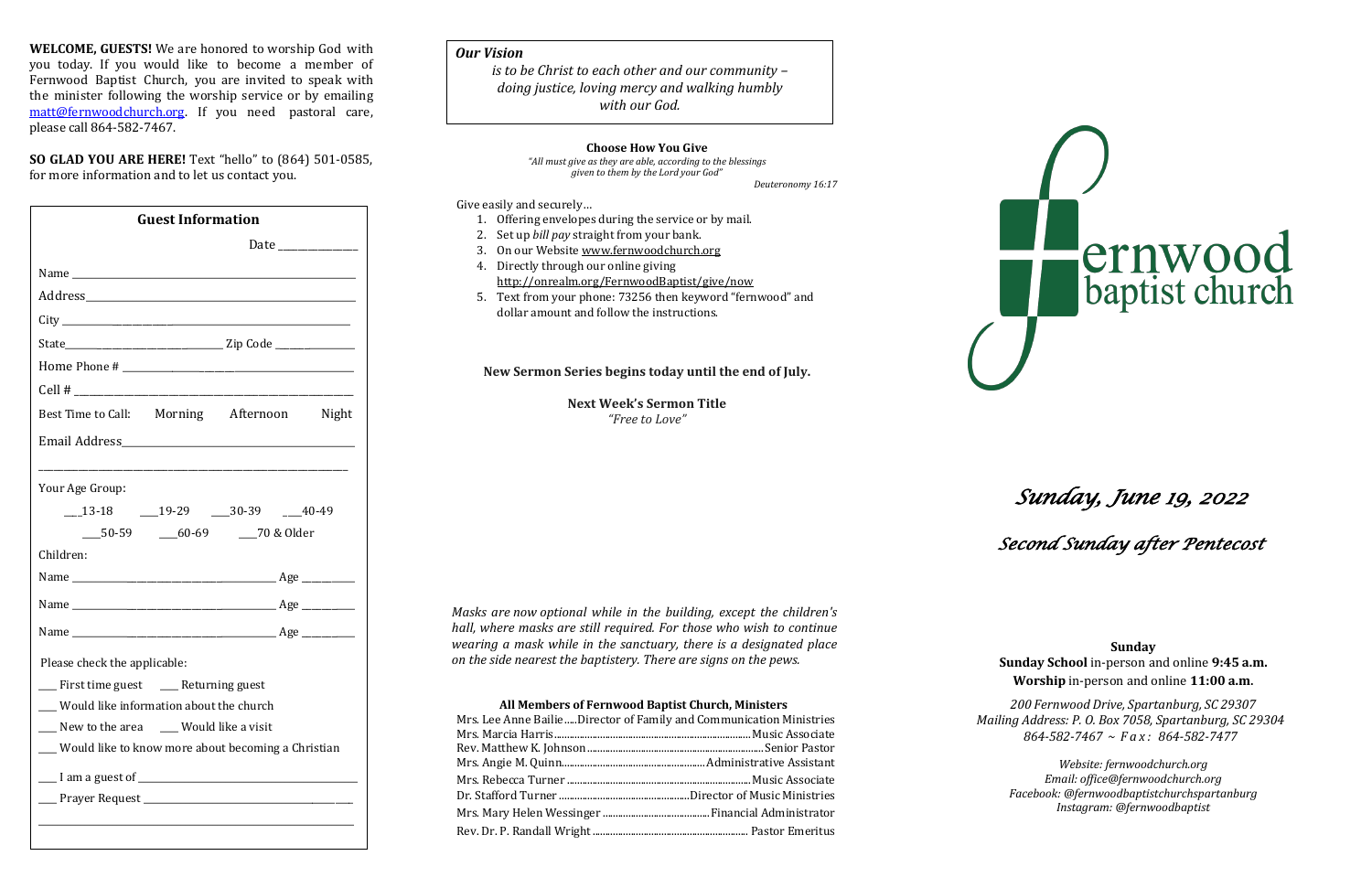**WELCOME, GUESTS!** We are honored to worship God with you today. If you would like to become a member of Fernwood Baptist Church, you are invited to speak with the minister following the worship service or by emailing matt@fernwoodchurch.org. If you need pastoral care, please call 864-582-7467.

**SO GLAD YOU ARE HERE!** Text "hello" to (864) 501-0585, for more information and to let us contact you.

**Guest Information**

Date _______________

Name ___________________________________________________________

Address_________________________________________________________

City ____________________________________________________________

State_______________________________ Zip Code ________________

Home Phone # ___________________________________________________

Cell # __________________________________________________________

Best Time to Call: Morning Afternoon Night

Email Address___________________________________________________

_______________________________________________________________

Your Age Group:

___13-18 ___19-29 ___30-39 ___40-49

___50-59 ___60-69 ___70 & Older

Children:

Name ___________________________________________ Age __________

Name ___________________________________________ Age __________

Name ___________________________________________ Age __________

Please check the applicable:

___ First time guest ___ Returning guest

___ Would like information about the church

___ New to the area ___ Would like a visit

___ Would like to know more about becoming a Christian

___ I am a guest of ___________________________________________

___ Prayer Request ____________________________________________

_______________________________________________________________

***Our Vision***

*is to be Christ to each other and our community – doing justice, loving mercy and walking humbly with our God.*

**Choose How You Give**

*"All must give as they are able, according to the blessings given to them by the Lord your God"*

*Deuteronomy 16:17*

Give easily and securely…

1. Offering envelopes during the service or by mail.
2. Set up *bill pay* straight from your bank.
3. On our Website www.fernwoodchurch.org
4. Directly through our online giving http://onrealm.org/FernwoodBaptist/give/now
5. Text from your phone: 73256 then keyword "fernwood" and dollar amount and follow the instructions.

**New Sermon Series begins today until the end of July.**

**Next Week's Sermon Title**

*"Free to Love"*

*Masks are now optional while in the building, except the children's hall, where masks are still required. For those who wish to continue wearing a mask while in the sanctuary, there is a designated place on the side nearest the baptistery. There are signs on the pews.*

**All Members of Fernwood Baptist Church, Ministers**

| | |
|---|---|
| Mrs. Lee Anne Bailie | Director of Family and Communication Ministries |
| Mrs. Marcia Harris | Music Associate |
| Rev. Matthew K. Johnson | Senior Pastor |
| Mrs. Angie M. Quinn | Administrative Assistant |
| Mrs. Rebecca Turner | Music Associate |
| Dr. Stafford Turner | Director of Music Ministries |
| Mrs. Mary Helen Wessinger | Financial Administrator |
| Rev. Dr. P. Randall Wright | Pastor Emeritus |

# fernwood baptist church

## *Sunday, June 19, 2022*

## *Second Sunday after Pentecost*

**Sunday**

**Sunday School** in-person and online **9:45 a.m.**

**Worship** in-person and online **11:00 a.m.**

*200 Fernwood Drive, Spartanburg, SC 29307*
*Mailing Address: P. O. Box 7058, Spartanburg, SC 29304*
*864-582-7467 ~ Fax: 864-582-7477*

*Website: fernwoodchurch.org*
*Email: office@fernwoodchurch.org*
*Facebook: @fernwoodbaptistchurchspartanburg*
*Instagram: @fernwoodbaptist*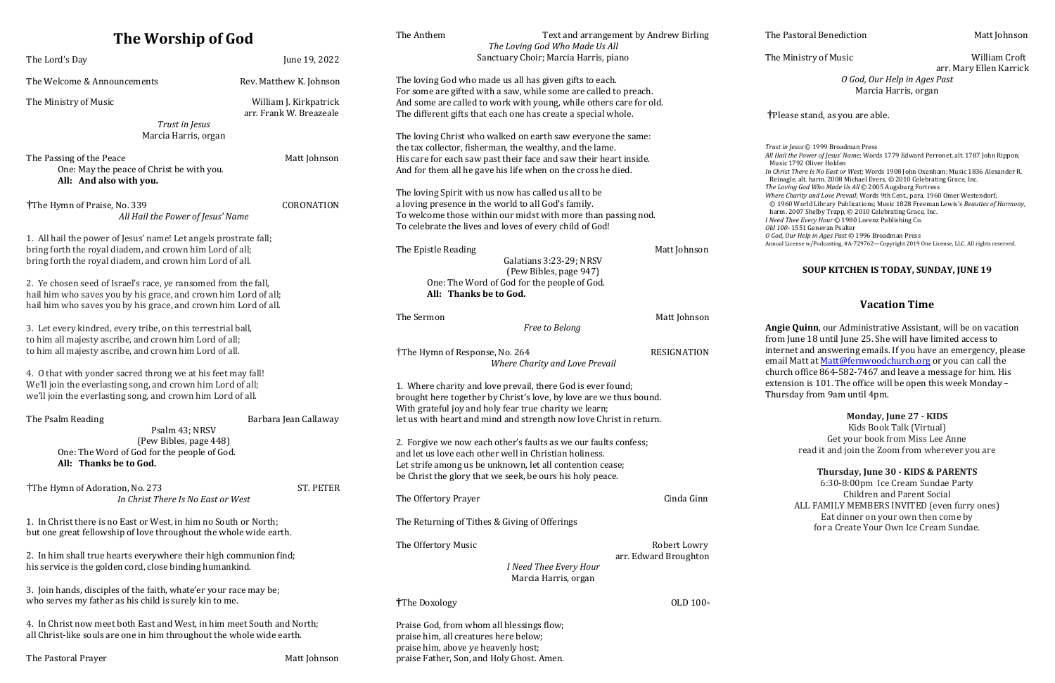# The Worship of God

The Lord's Day June 19, 2022

The Welcome & Announcements Rev. Matthew K. Johnson

The Ministry of Music William J. Kirkpatrick
arr. Frank W. Breazeale

*Trust in Jesus*
Marcia Harris, organ

The Passing of the Peace Matt Johnson

One: May the peace of Christ be with you.
**All: And also with you.**

†The Hymn of Praise, No. 339 CORONATION

*All Hail the Power of Jesus' Name*

1. All hail the power of Jesus' name! Let angels prostrate fall;
bring forth the royal diadem, and crown him Lord of all;
bring forth the royal diadem, and crown him Lord of all.

2. Ye chosen seed of Israel's race, ye ransomed from the fall,
hail him who saves you by his grace, and crown him Lord of all;
hail him who saves you by his grace, and crown him Lord of all.

3. Let every kindred, every tribe, on this terrestrial ball,
to him all majesty ascribe, and crown him Lord of all;
to him all majesty ascribe, and crown him Lord of all.

4. O that with yonder sacred throng we at his feet may fall!
We'll join the everlasting song, and crown him Lord of all;
we'll join the everlasting song, and crown him Lord of all.

The Psalm Reading Barbara Jean Callaway

Psalm 43; NRSV
(Pew Bibles, page 448)

One: The Word of God for the people of God.
**All: Thanks be to God.**

†The Hymn of Adoration, No. 273 ST. PETER

*In Christ There Is No East or West*

1. In Christ there is no East or West, in him no South or North;
but one great fellowship of love throughout the whole wide earth.

2. In him shall true hearts everywhere their high communion find;
his service is the golden cord, close binding humankind.

3. Join hands, disciples of the faith, whate'er your race may be;
who serves my father as his child is surely kin to me.

4. In Christ now meet both East and West, in him meet South and North;
all Christ-like souls are one in him throughout the whole wide earth.

The Pastoral Prayer Matt Johnson

The Anthem Text and arrangement by Andrew Birling

*The Loving God Who Made Us All*
Sanctuary Choir; Marcia Harris, piano

The loving God who made us all has given gifts to each.
For some are gifted with a saw, while some are called to preach.
And some are called to work with young, while others care for old.
The different gifts that each one has create a special whole.

The loving Christ who walked on earth saw everyone the same:
the tax collector, fisherman, the wealthy, and the lame.
His care for each saw past their face and saw their heart inside.
And for them all he gave his life when on the cross he died.

The loving Spirit with us now has called us all to be
a loving presence in the world to all God's family.
To welcome those within our midst with more than passing nod.
To celebrate the lives and loves of every child of God!

The Epistle Reading Matt Johnson

Galatians 3:23-29; NRSV
(Pew Bibles, page 947)

One: The Word of God for the people of God.
**All: Thanks be to God.**

The Sermon Matt Johnson

*Free to Belong*

†The Hymn of Response, No. 264 RESIGNATION

*Where Charity and Love Prevail*

1. Where charity and love prevail, there God is ever found;
brought here together by Christ's love, by love are we thus bound.
With grateful joy and holy fear true charity we learn;
let us with heart and mind and strength now love Christ in return.

2. Forgive we now each other's faults as we our faults confess;
and let us love each other well in Christian holiness.
Let strife among us be unknown, let all contention cease;
be Christ the glory that we seek, be ours his holy peace.

The Offertory Prayer Cinda Ginn

The Returning of Tithes & Giving of Offerings

The Offertory Music Robert Lowry
arr. Edward Broughton

*I Need Thee Every Hour*
Marcia Harris, organ

†The Doxology OLD 100th

Praise God, from whom all blessings flow;
praise him, all creatures here below;
praise him, above ye heavenly host;
praise Father, Son, and Holy Ghost. Amen.

The Pastoral Benediction Matt Johnson

The Ministry of Music William Croft
arr. Mary Ellen Karrick

*O God, Our Help in Ages Past*
Marcia Harris, organ

†Please stand, as you are able.

*Trust in Jesus* © 1999 Broadman Press
*All Hail the Power of Jesus' Name*; Words 1779 Edward Perronet, alt. 1787 John Rippon; Music 1792 Oliver Holden
*In Christ There Is No East or West*; Words 1908 John Oxenham; Music 1836 Alexander R. Reinagle, alt. harm. 2008 Michael Evers, © 2010 Celebrating Grace, Inc.
*The Loving God Who Made Us All* © 2005 Augsburg Fortress
*Where Charity and Love Prevail*; Words 9th Cent., para. 1960 Omer Westendorf; © 1960 World Library Publications; Music 1828 Freeman Lewis's *Beauties of Harmony*, harm. 2007 Shelby Trapp, © 2010 Celebrating Grace, Inc.
*I Need Thee Every Hour* © 1980 Lorenz Publishing Co.
*Old 100*- 1551 Genevan Psalter
*O God, Our Help in Ages Past* © 1996 Broadman Press
Annual License w/Podcasting, #A-729762—Copyright 2019 One License, LLC. All rights reserved.

**SOUP KITCHEN IS TODAY, SUNDAY, JUNE 19**

## Vacation Time

**Angie Quinn**, our Administrative Assistant, will be on vacation from June 18 until June 25. She will have limited access to internet and answering emails. If you have an emergency, please email Matt at Matt@fernwoodchurch.org or you can call the church office 864-582-7467 and leave a message for him. His extension is 101. The office will be open this week Monday – Thursday from 9am until 4pm.

**Monday, June 27 - KIDS**
Kids Book Talk (Virtual)
Get your book from Miss Lee Anne
read it and join the Zoom from wherever you are

**Thursday, June 30 - KIDS & PARENTS**
6:30-8:00pm Ice Cream Sundae Party
Children and Parent Social
ALL FAMILY MEMBERS INVITED (even furry ones)
Eat dinner on your own then come by
for a Create Your Own Ice Cream Sundae.